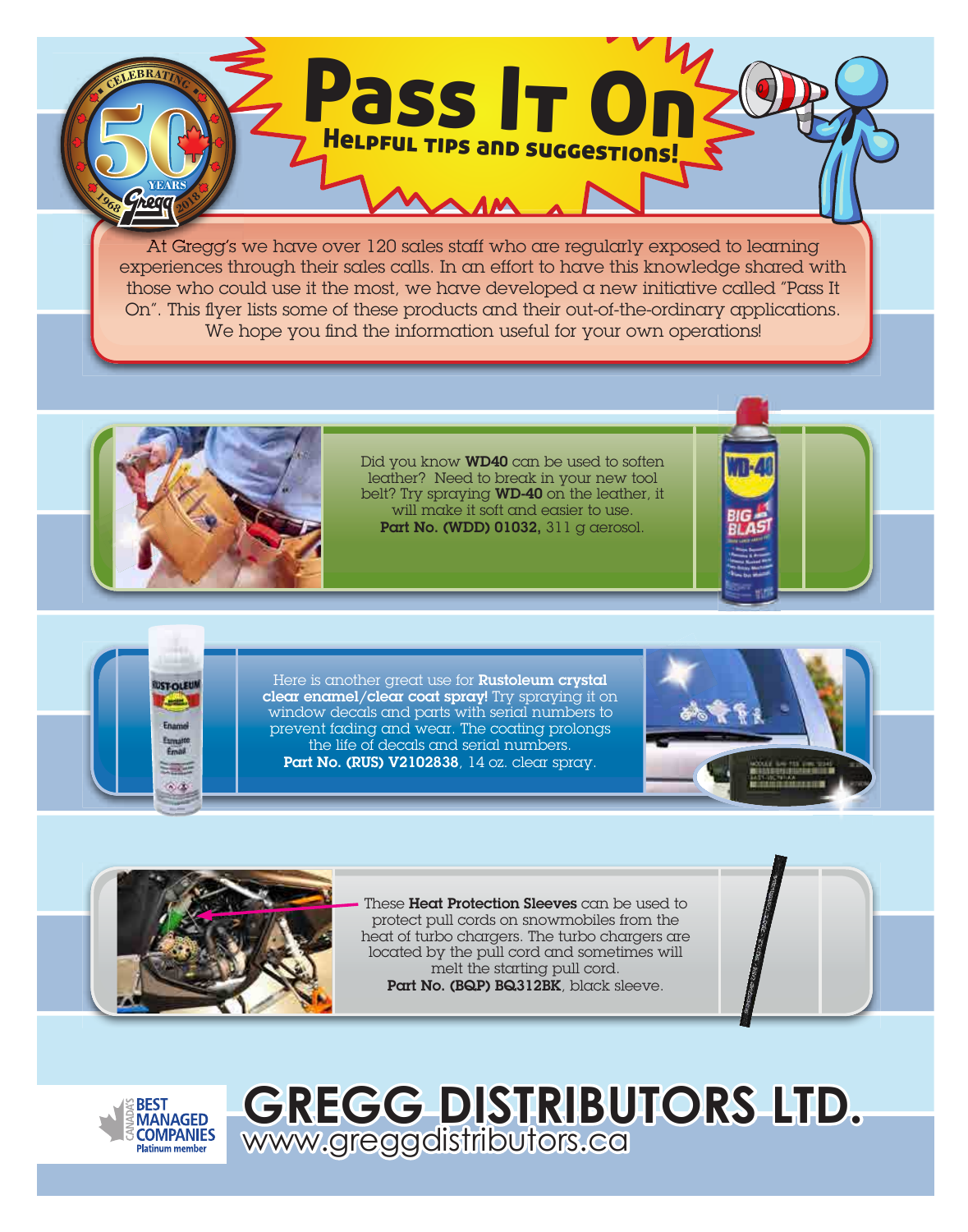# Pass It On

## Helpful tips and suggestions!

At Gregg's we have over 120 sales staff who are regularly exposed to learning experiences through their sales calls. In an effort to have this knowledge shared with those who could use it the most, we have developed a new initiative called "Pass It On". This flyer lists some of these products and their out-of-the-ordinary applications. We hope you find the information useful for your own operations!

Did you know **WD40** can be used to soften leather? Need to break in your new tool belt? Try spraying **WD-40** on the leather, it will make it soft and easier to use.
**Part No. (WDD) 01032,** 311 g aerosol.

Here is another great use for **Rustoleum crystal clear enamel/clear coat spray!** Try spraying it on window decals and parts with serial numbers to prevent fading and wear. The coating prolongs the life of decals and serial numbers.
**Part No. (RUS) V2102838**, 14 oz. clear spray.

These **Heat Protection Sleeves** can be used to protect pull cords on snowmobiles from the heat of turbo chargers. The turbo chargers are located by the pull cord and sometimes will melt the starting pull cord.
**Part No. (BQP) BQ312BK**, black sleeve.

# GREGG DISTRIBUTORS LTD.

www.greggdistributors.ca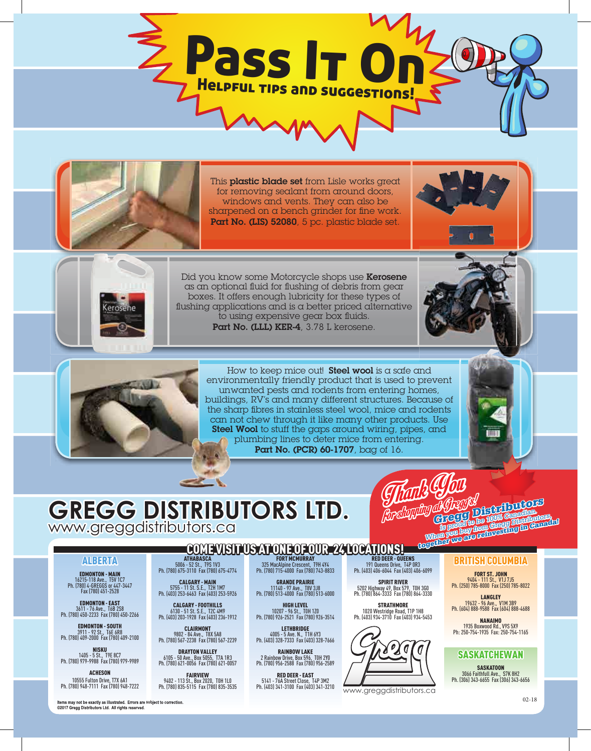# Pass It On

## Helpful tips and suggestions!

This **plastic blade set** from Lisle works great for removing sealant from around doors, windows and vents. They can also be sharpened on a bench grinder for fine work. **Part No. (LIS) 52080**, 5 pc. plastic blade set.

Did you know some Motorcycle shops use **Kerosene** as an optional fluid for flushing of debris from gear boxes. It offers enough lubricity for these types of flushing applications and is a better priced alternative to using expensive gear box fluids. **Part No. (LLL) KER-4**, 3.78 L kerosene.

How to keep mice out! **Steel wool** is a safe and environmentally friendly product that is used to prevent unwanted pests and rodents from entering homes, buildings, RV's and many different structures. Because of the sharp fibres in stainless steel wool, mice and rodents can not chew through it like many other products. Use **Steel Wool** to stuff the gaps around wiring, pipes, and plumbing lines to deter mice from entering. **Part No. (PCR) 60-1707**, bag of 16.

# GREGG DISTRIBUTORS LTD.

www.greggdistributors.ca

*Thank You for shopping at Gregg's!*

**Gregg Distributors** is proud to be 100% Canadian. When you buy from Gregg Distributors, together we are reinvesting in Canada!

## COME VISIT US AT ONE OF OUR 24 LOCATIONS!

### ALBERTA

**EDMONTON - MAIN**
16215-118 Ave., T5V 1C7
Ph. (780) 4-GREGGS or 447-3447
Fax (780) 451-2528

**EDMONTON - EAST**
3611 - 76 Ave., T6B 2S8
Ph. (780) 450-2233 Fax (780) 450-2266

**EDMONTON - SOUTH**
3911 - 92 St., T6E 6R8
Ph. (780) 409-2000 Fax (780) 409-2100

**NISKU**
1405 - 5 St., T9E 8C7
Ph. (780) 979-9988 Fax (780) 979-9989

**ACHESON**
10555 Fulton Drive, T7X 6A1
Ph. (780) 948-7111 Fax (780) 948-7222

**ATHABASCA**
5006 - 52 St., T9S 1V3
Ph. (780) 675-3110 Fax (780) 675-4774

**CALGARY - MAIN**
5755 - 11 St. S.E., T2H 1M7
Ph. (403) 253-6463 Fax (403) 253-5926

**CALGARY - FOOTHILLS**
6130 - 51 St. S.E., T2C 4M9
Ph. (403) 203-1928 Fax (403) 236-1912

**CLAIRMONT**
9802 - 84 Ave., T8X 5A8
Ph. (780) 567-2238 Fax (780) 567-2239

**DRAYTON VALLEY**
6105 - 50 Ave., Box 5055, T7A 1R3
Ph. (780) 621-0056 Fax (780) 621-0057

**FAIRVIEW**
9402 - 113 St., Box 2020, T0H 1L0
Ph. (780) 835-5115 Fax (780) 835-3535

**FORT MCMURRAY**
325 MacAlpine Crescent, T9H 4Y4
Ph. (780) 715-4000 Fax (780) 743-8833

**GRANDE PRAIRIE**
11140 - 97 Ave., T8V 3J8
Ph. (780) 513-4000 Fax (780) 513-6000

**HIGH LEVEL**
10207 - 96 St., T0H 1Z0
Ph. (780) 926-2521 Fax (780) 926-3514

**LETHBRIDGE**
4005 - 5 Ave. N., T1H 6Y3
Ph. (403) 328-7333 Fax (403) 328-7666

**RAINBOW LAKE**
2 Rainbow Drive, Box 596, T0H 2Y0
Ph. (780) 956-2588 Fax (780) 956-2589

**RED DEER - EAST**
5141 - 76A Street Close, T4P 3M2
Ph. (403) 341-3100 Fax (403) 341-3210

**RED DEER - QUEENS**
191 Queens Drive, T4P 0R3
Ph. (403) 406-6044 Fax (403) 406-6099

**SPIRIT RIVER**
5202 Highway 49, Box 579, T0H 3G0
Ph. (780) 864-3333 Fax (780) 864-3330

**STRATHMORE**
1020 Westridge Road, T1P 1H8
Ph. (403) 934-3710 Fax (403) 934-5453

Gregg
www.greggdistributors.ca

### BRITISH COLUMBIA

**FORT ST. JOHN**
9404 - 111 St., V1J 7J5
Ph. (250) 785-8000 Fax (250) 785-8022

**LANGLEY**
19632 - 96 Ave., V1M 3B9
Ph. (604) 888-9588 Fax (604) 888-4688

**NANAIMO**
1935 Boxwood Rd., V9S 5X9
Ph: 250-754-1935 Fax: 250-754-1165

### SASKATCHEWAN

**SASKATOON**
3066 Faithfull Ave., S7K 8H2
Ph. (306) 343-6655 Fax (306) 343-6656

Items may not be exactly as illustrated. Errors are subject to correction.
©2017 Gregg Distributors Ltd. All rights reserved.

02-18